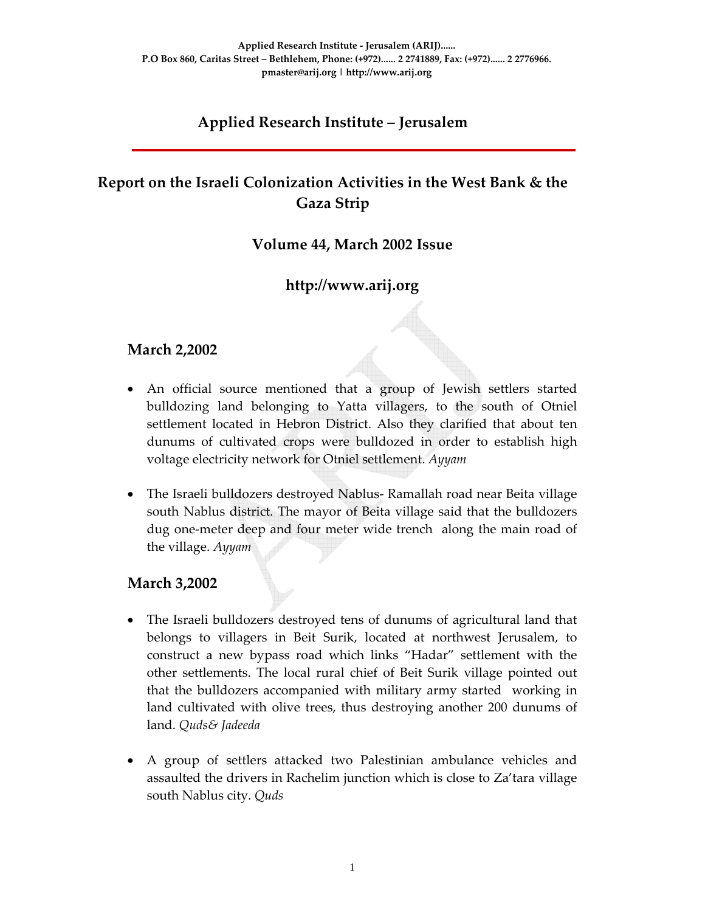Applied Research Institute - Jerusalem (ARIJ)......
P.O Box 860, Caritas Street – Bethlehem, Phone: (+972)...... 2 2741889, Fax: (+972)...... 2 2776966.
pmaster@arij.org | http://www.arij.org

# Applied Research Institute – Jerusalem

## Report on the Israeli Colonization Activities in the West Bank & the Gaza Strip

### Volume 44, March 2002 Issue

### http://www.arij.org

### March 2,2002

- An official source mentioned that a group of Jewish settlers started bulldozing land belonging to Yatta villagers, to the south of Otniel settlement located in Hebron District. Also they clarified that about ten dunums of cultivated crops were bulldozed in order to establish high voltage electricity network for Otniel settlement. *Ayyam*

- The Israeli bulldozers destroyed Nablus- Ramallah road near Beita village south Nablus district. The mayor of Beita village said that the bulldozers dug one-meter deep and four meter wide trench along the main road of the village. *Ayyam*

### March 3,2002

- The Israeli bulldozers destroyed tens of dunums of agricultural land that belongs to villagers in Beit Surik, located at northwest Jerusalem, to construct a new bypass road which links "Hadar" settlement with the other settlements. The local rural chief of Beit Surik village pointed out that the bulldozers accompanied with military army started working in land cultivated with olive trees, thus destroying another 200 dunums of land. *Quds& Jadeeda*

- A group of settlers attacked two Palestinian ambulance vehicles and assaulted the drivers in Rachelim junction which is close to Za'tara village south Nablus city. *Quds*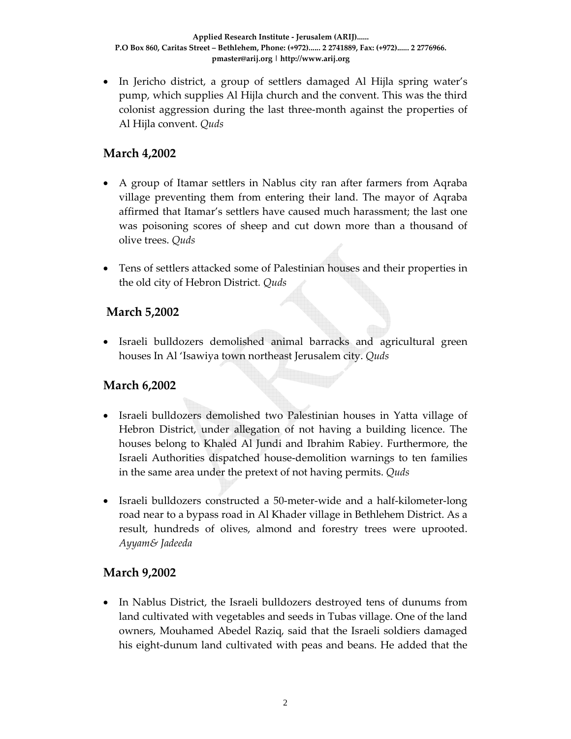- In Jericho district, a group of settlers damaged Al Hijla spring water's pump, which supplies Al Hijla church and the convent. This was the third colonist aggression during the last three-month against the properties of Al Hijla convent. *Quds*

## March 4,2002

- A group of Itamar settlers in Nablus city ran after farmers from Aqraba village preventing them from entering their land. The mayor of Aqraba affirmed that Itamar's settlers have caused much harassment; the last one was poisoning scores of sheep and cut down more than a thousand of olive trees. *Quds*

- Tens of settlers attacked some of Palestinian houses and their properties in the old city of Hebron District. *Quds*

## March 5,2002

- Israeli bulldozers demolished animal barracks and agricultural green houses In Al 'Isawiya town northeast Jerusalem city. *Quds*

## March 6,2002

- Israeli bulldozers demolished two Palestinian houses in Yatta village of Hebron District, under allegation of not having a building licence. The houses belong to Khaled Al Jundi and Ibrahim Rabiey. Furthermore, the Israeli Authorities dispatched house-demolition warnings to ten families in the same area under the pretext of not having permits. *Quds*

- Israeli bulldozers constructed a 50-meter-wide and a half-kilometer-long road near to a bypass road in Al Khader village in Bethlehem District. As a result, hundreds of olives, almond and forestry trees were uprooted. *Ayyam& Jadeeda*

## March 9,2002

- In Nablus District, the Israeli bulldozers destroyed tens of dunums from land cultivated with vegetables and seeds in Tubas village. One of the land owners, Mouhamed Abedel Raziq, said that the Israeli soldiers damaged his eight-dunum land cultivated with peas and beans. He added that the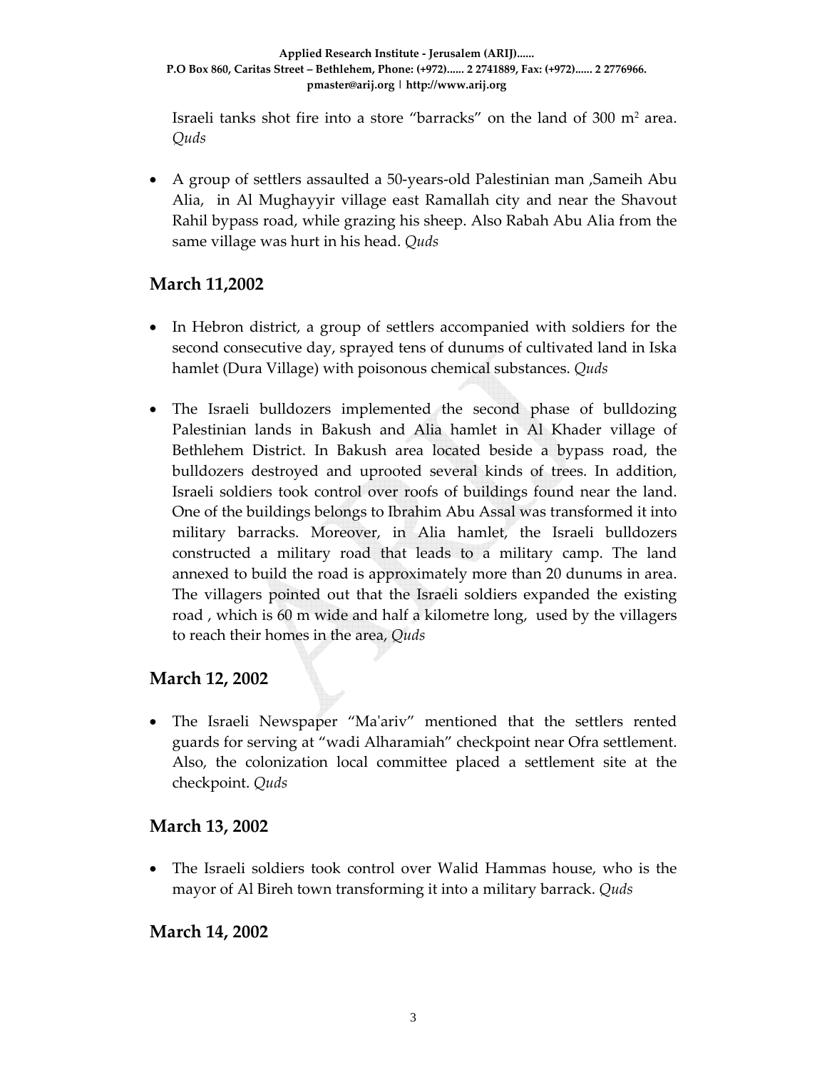Israeli tanks shot fire into a store "barracks" on the land of 300 $m^2$ area. *Quds*

- A group of settlers assaulted a 50-years-old Palestinian man ,Sameih Abu Alia, in Al Mughayyir village east Ramallah city and near the Shavout Rahil bypass road, while grazing his sheep. Also Rabah Abu Alia from the same village was hurt in his head. *Quds*

## March 11,2002

- In Hebron district, a group of settlers accompanied with soldiers for the second consecutive day, sprayed tens of dunums of cultivated land in Iska hamlet (Dura Village) with poisonous chemical substances. *Quds*

- The Israeli bulldozers implemented the second phase of bulldozing Palestinian lands in Bakush and Alia hamlet in Al Khader village of Bethlehem District. In Bakush area located beside a bypass road, the bulldozers destroyed and uprooted several kinds of trees. In addition, Israeli soldiers took control over roofs of buildings found near the land. One of the buildings belongs to Ibrahim Abu Assal was transformed it into military barracks. Moreover, in Alia hamlet, the Israeli bulldozers constructed a military road that leads to a military camp. The land annexed to build the road is approximately more than 20 dunums in area. The villagers pointed out that the Israeli soldiers expanded the existing road , which is 60 m wide and half a kilometre long, used by the villagers to reach their homes in the area, *Quds*

## March 12, 2002

- The Israeli Newspaper "Ma'ariv" mentioned that the settlers rented guards for serving at "wadi Alharamiah" checkpoint near Ofra settlement. Also, the colonization local committee placed a settlement site at the checkpoint. *Quds*

## March 13, 2002

- The Israeli soldiers took control over Walid Hammas house, who is the mayor of Al Bireh town transforming it into a military barrack. *Quds*

## March 14, 2002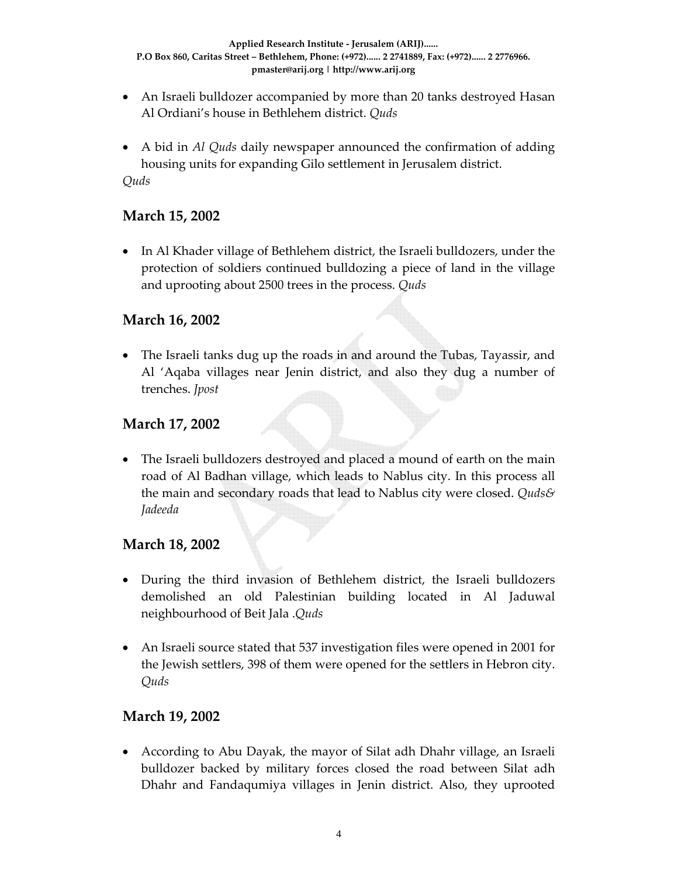- An Israeli bulldozer accompanied by more than 20 tanks destroyed Hasan Al Ordiani's house in Bethlehem district. *Quds*

- A bid in *Al Quds* daily newspaper announced the confirmation of adding housing units for expanding Gilo settlement in Jerusalem district.

*Quds*

## March 15, 2002

- In Al Khader village of Bethlehem district, the Israeli bulldozers, under the protection of soldiers continued bulldozing a piece of land in the village and uprooting about 2500 trees in the process. *Quds*

## March 16, 2002

- The Israeli tanks dug up the roads in and around the Tubas, Tayassir, and Al 'Aqaba villages near Jenin district, and also they dug a number of trenches. *Jpost*

## March 17, 2002

- The Israeli bulldozers destroyed and placed a mound of earth on the main road of Al Badhan village, which leads to Nablus city. In this process all the main and secondary roads that lead to Nablus city were closed. *Quds& Jadeeda*

## March 18, 2002

- During the third invasion of Bethlehem district, the Israeli bulldozers demolished an old Palestinian building located in Al Jaduwal neighbourhood of Beit Jala .*Quds*

- An Israeli source stated that 537 investigation files were opened in 2001 for the Jewish settlers, 398 of them were opened for the settlers in Hebron city. *Quds*

## March 19, 2002

- According to Abu Dayak, the mayor of Silat adh Dhahr village, an Israeli bulldozer backed by military forces closed the road between Silat adh Dhahr and Fandaqumiya villages in Jenin district. Also, they uprooted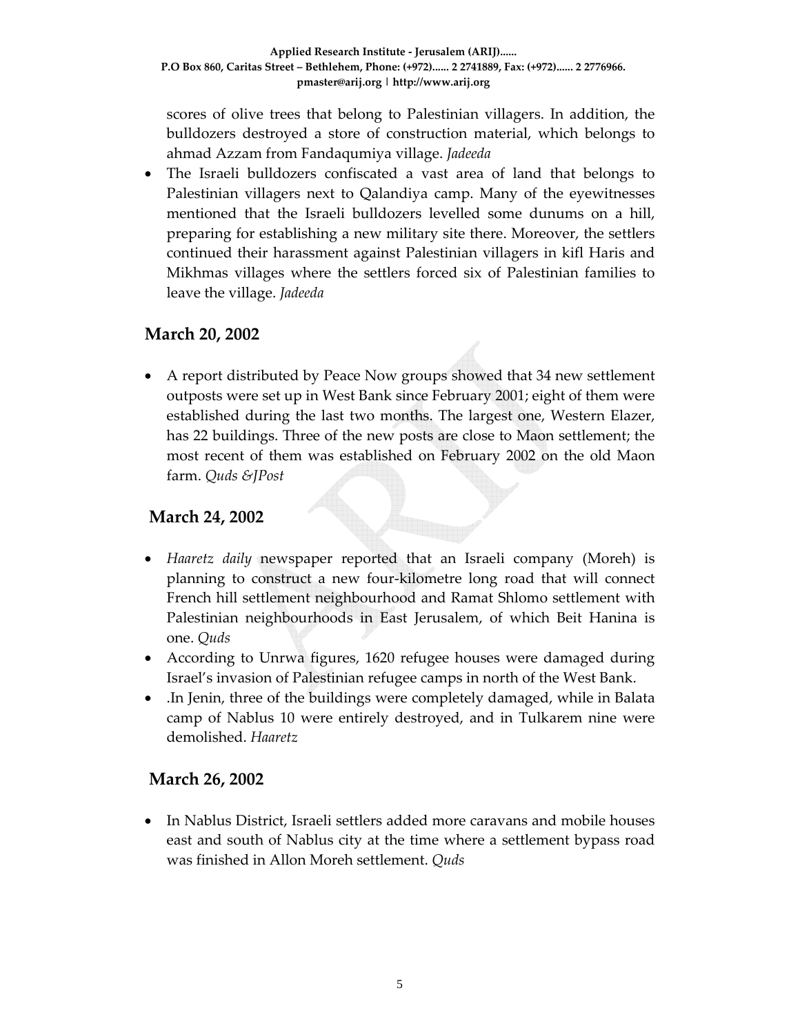- scores of olive trees that belong to Palestinian villagers. In addition, the bulldozers destroyed a store of construction material, which belongs to ahmad Azzam from Fandaqumiya village. *Jadeeda*
- The Israeli bulldozers confiscated a vast area of land that belongs to Palestinian villagers next to Qalandiya camp. Many of the eyewitnesses mentioned that the Israeli bulldozers levelled some dunums on a hill, preparing for establishing a new military site there. Moreover, the settlers continued their harassment against Palestinian villagers in kifl Haris and Mikhmas villages where the settlers forced six of Palestinian families to leave the village. *Jadeeda*

## March 20, 2002

- A report distributed by Peace Now groups showed that 34 new settlement outposts were set up in West Bank since February 2001; eight of them were established during the last two months. The largest one, Western Elazer, has 22 buildings. Three of the new posts are close to Maon settlement; the most recent of them was established on February 2002 on the old Maon farm. *Quds &JPost*

## March 24, 2002

- *Haaretz daily* newspaper reported that an Israeli company (Moreh) is planning to construct a new four-kilometre long road that will connect French hill settlement neighbourhood and Ramat Shlomo settlement with Palestinian neighbourhoods in East Jerusalem, of which Beit Hanina is one. *Quds*
- According to Unrwa figures, 1620 refugee houses were damaged during Israel's invasion of Palestinian refugee camps in north of the West Bank.
- .In Jenin, three of the buildings were completely damaged, while in Balata camp of Nablus 10 were entirely destroyed, and in Tulkarem nine were demolished. *Haaretz*

## March 26, 2002

- In Nablus District, Israeli settlers added more caravans and mobile houses east and south of Nablus city at the time where a settlement bypass road was finished in Allon Moreh settlement. *Quds*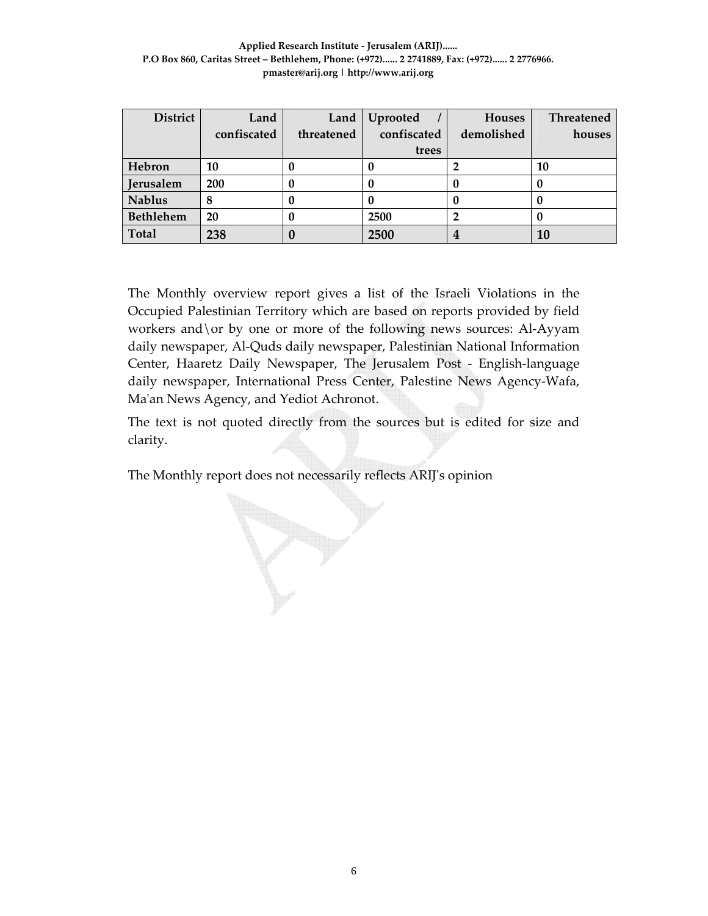| District | Land confiscated | Land threatened | Uprooted / confiscated trees | Houses demolished | Threatened houses |
|---|---|---|---|---|---|
| **Hebron** | **10** | **0** | **0** | **2** | **10** |
| **Jerusalem** | **200** | **0** | **0** | **0** | **0** |
| **Nablus** | **8** | **0** | **0** | **0** | **0** |
| **Bethlehem** | **20** | **0** | **2500** | **2** | **0** |
| **Total** | **238** | **0** | **2500** | **4** | **10** |

The Monthly overview report gives a list of the Israeli Violations in the Occupied Palestinian Territory which are based on reports provided by field workers and\or by one or more of the following news sources: Al-Ayyam daily newspaper, Al-Quds daily newspaper, Palestinian National Information Center, Haaretz Daily Newspaper, The Jerusalem Post - English-language daily newspaper, International Press Center, Palestine News Agency-Wafa, Ma'an News Agency, and Yediot Achronot.

The text is not quoted directly from the sources but is edited for size and clarity.

The Monthly report does not necessarily reflects ARIJ's opinion